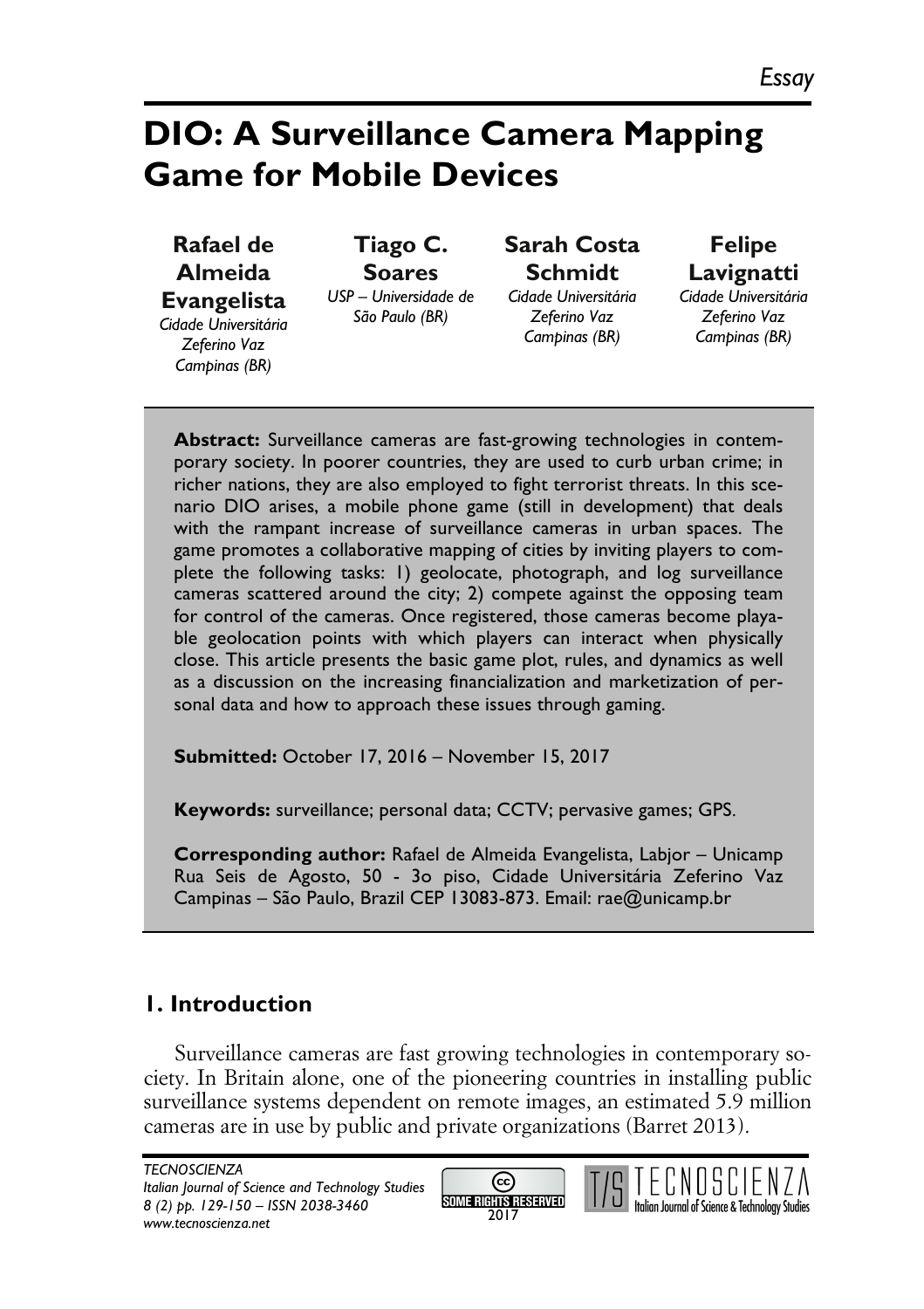*Essay*

# DIO: A Surveillance Camera Mapping Game for Mobile Devices

**Rafael de Almeida Evangelista**
*Cidade Universitária Zeferino Vaz Campinas (BR)*

**Tiago C. Soares**
*USP – Universidade de São Paulo (BR)*

**Sarah Costa Schmidt**
*Cidade Universitária Zeferino Vaz Campinas (BR)*

**Felipe Lavignatti**
*Cidade Universitária Zeferino Vaz Campinas (BR)*

**Abstract:** Surveillance cameras are fast-growing technologies in contemporary society. In poorer countries, they are used to curb urban crime; in richer nations, they are also employed to fight terrorist threats. In this scenario DIO arises, a mobile phone game (still in development) that deals with the rampant increase of surveillance cameras in urban spaces. The game promotes a collaborative mapping of cities by inviting players to complete the following tasks: 1) geolocate, photograph, and log surveillance cameras scattered around the city; 2) compete against the opposing team for control of the cameras. Once registered, those cameras become playable geolocation points with which players can interact when physically close. This article presents the basic game plot, rules, and dynamics as well as a discussion on the increasing financialization and marketization of personal data and how to approach these issues through gaming.

**Submitted:** October 17, 2016 – November 15, 2017

**Keywords:** surveillance; personal data; CCTV; pervasive games; GPS.

**Corresponding author:** Rafael de Almeida Evangelista, Labjor – Unicamp Rua Seis de Agosto, 50 - 3o piso, Cidade Universitária Zeferino Vaz Campinas – São Paulo, Brazil CEP 13083-873. Email: rae@unicamp.br

## 1. Introduction

Surveillance cameras are fast growing technologies in contemporary society. In Britain alone, one of the pioneering countries in installing public surveillance systems dependent on remote images, an estimated 5.9 million cameras are in use by public and private organizations (Barret 2013).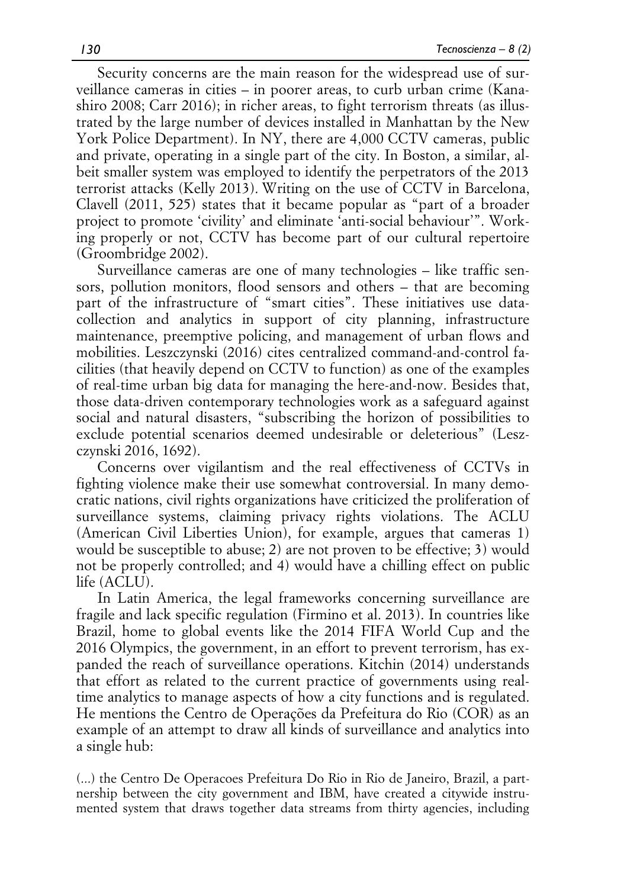Security concerns are the main reason for the widespread use of surveillance cameras in cities – in poorer areas, to curb urban crime (Kanashiro 2008; Carr 2016); in richer areas, to fight terrorism threats (as illustrated by the large number of devices installed in Manhattan by the New York Police Department). In NY, there are 4,000 CCTV cameras, public and private, operating in a single part of the city. In Boston, a similar, albeit smaller system was employed to identify the perpetrators of the 2013 terrorist attacks (Kelly 2013). Writing on the use of CCTV in Barcelona, Clavell (2011, 525) states that it became popular as "part of a broader project to promote 'civility' and eliminate 'anti-social behaviour'". Working properly or not, CCTV has become part of our cultural repertoire (Groombridge 2002).

Surveillance cameras are one of many technologies – like traffic sensors, pollution monitors, flood sensors and others – that are becoming part of the infrastructure of "smart cities". These initiatives use data-collection and analytics in support of city planning, infrastructure maintenance, preemptive policing, and management of urban flows and mobilities. Leszczynski (2016) cites centralized command-and-control facilities (that heavily depend on CCTV to function) as one of the examples of real-time urban big data for managing the here-and-now. Besides that, those data-driven contemporary technologies work as a safeguard against social and natural disasters, "subscribing the horizon of possibilities to exclude potential scenarios deemed undesirable or deleterious" (Leszczynski 2016, 1692).

Concerns over vigilantism and the real effectiveness of CCTVs in fighting violence make their use somewhat controversial. In many democratic nations, civil rights organizations have criticized the proliferation of surveillance systems, claiming privacy rights violations. The ACLU (American Civil Liberties Union), for example, argues that cameras 1) would be susceptible to abuse; 2) are not proven to be effective; 3) would not be properly controlled; and 4) would have a chilling effect on public life (ACLU).

In Latin America, the legal frameworks concerning surveillance are fragile and lack specific regulation (Firmino et al. 2013). In countries like Brazil, home to global events like the 2014 FIFA World Cup and the 2016 Olympics, the government, in an effort to prevent terrorism, has expanded the reach of surveillance operations. Kitchin (2014) understands that effort as related to the current practice of governments using real-time analytics to manage aspects of how a city functions and is regulated. He mentions the Centro de Operações da Prefeitura do Rio (COR) as an example of an attempt to draw all kinds of surveillance and analytics into a single hub:

> (…) the Centro De Operacoes Prefeitura Do Rio in Rio de Janeiro, Brazil, a partnership between the city government and IBM, have created a citywide instrumented system that draws together data streams from thirty agencies, including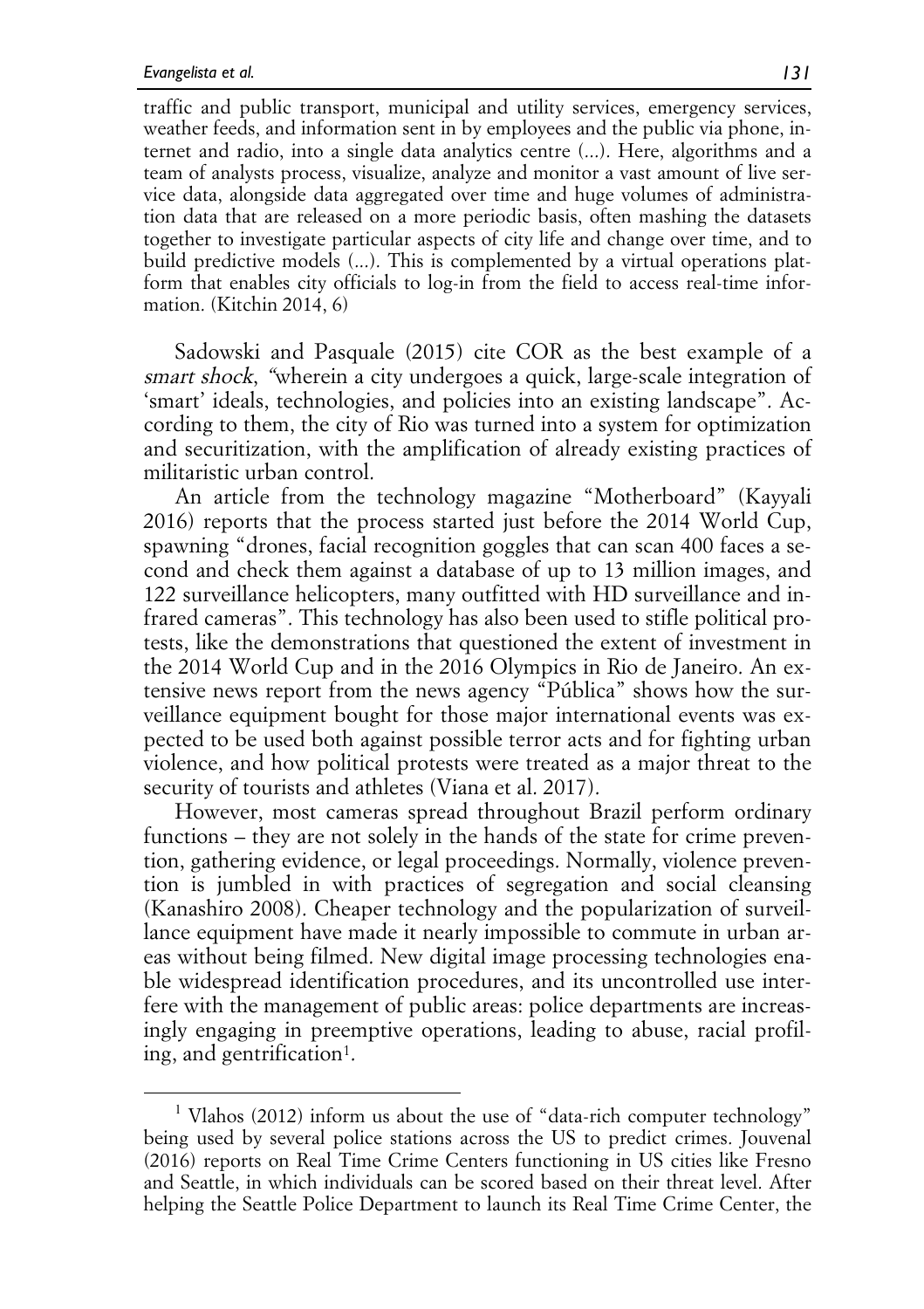> traffic and public transport, municipal and utility services, emergency services, weather feeds, and information sent in by employees and the public via phone, internet and radio, into a single data analytics centre (...). Here, algorithms and a team of analysts process, visualize, analyze and monitor a vast amount of live service data, alongside data aggregated over time and huge volumes of administration data that are released on a more periodic basis, often mashing the datasets together to investigate particular aspects of city life and change over time, and to build predictive models (...). This is complemented by a virtual operations platform that enables city officials to log-in from the field to access real-time information. (Kitchin 2014, 6)

Sadowski and Pasquale (2015) cite COR as the best example of a *smart shock*, "wherein a city undergoes a quick, large-scale integration of 'smart' ideals, technologies, and policies into an existing landscape". According to them, the city of Rio was turned into a system for optimization and securitization, with the amplification of already existing practices of militaristic urban control.

An article from the technology magazine "Motherboard" (Kayyali 2016) reports that the process started just before the 2014 World Cup, spawning "drones, facial recognition goggles that can scan 400 faces a second and check them against a database of up to 13 million images, and 122 surveillance helicopters, many outfitted with HD surveillance and infrared cameras". This technology has also been used to stifle political protests, like the demonstrations that questioned the extent of investment in the 2014 World Cup and in the 2016 Olympics in Rio de Janeiro. An extensive news report from the news agency "Pública" shows how the surveillance equipment bought for those major international events was expected to be used both against possible terror acts and for fighting urban violence, and how political protests were treated as a major threat to the security of tourists and athletes (Viana et al. 2017).

However, most cameras spread throughout Brazil perform ordinary functions – they are not solely in the hands of the state for crime prevention, gathering evidence, or legal proceedings. Normally, violence prevention is jumbled in with practices of segregation and social cleansing (Kanashiro 2008). Cheaper technology and the popularization of surveillance equipment have made it nearly impossible to commute in urban areas without being filmed. New digital image processing technologies enable widespread identification procedures, and its uncontrolled use interfere with the management of public areas: police departments are increasingly engaging in preemptive operations, leading to abuse, racial profiling, and gentrification[1].

---

[1] Vlahos (2012) inform us about the use of "data-rich computer technology" being used by several police stations across the US to predict crimes. Jouvenal (2016) reports on Real Time Crime Centers functioning in US cities like Fresno and Seattle, in which individuals can be scored based on their threat level. After helping the Seattle Police Department to launch its Real Time Crime Center, the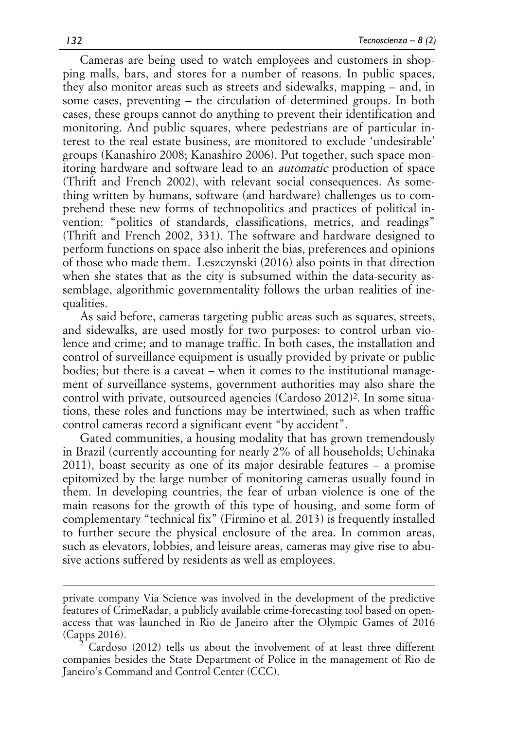Cameras are being used to watch employees and customers in shopping malls, bars, and stores for a number of reasons. In public spaces, they also monitor areas such as streets and sidewalks, mapping – and, in some cases, preventing – the circulation of determined groups. In both cases, these groups cannot do anything to prevent their identification and monitoring. And public squares, where pedestrians are of particular interest to the real estate business, are monitored to exclude 'undesirable' groups (Kanashiro 2008; Kanashiro 2006). Put together, such space monitoring hardware and software lead to an *automatic* production of space (Thrift and French 2002), with relevant social consequences. As something written by humans, software (and hardware) challenges us to comprehend these new forms of technopolitics and practices of political invention: "politics of standards, classifications, metrics, and readings" (Thrift and French 2002, 331). The software and hardware designed to perform functions on space also inherit the bias, preferences and opinions of those who made them. Leszczynski (2016) also points in that direction when she states that as the city is subsumed within the data-security assemblage, algorithmic governmentality follows the urban realities of inequalities.

As said before, cameras targeting public areas such as squares, streets, and sidewalks, are used mostly for two purposes: to control urban violence and crime; and to manage traffic. In both cases, the installation and control of surveillance equipment is usually provided by private or public bodies; but there is a caveat – when it comes to the institutional management of surveillance systems, government authorities may also share the control with private, outsourced agencies (Cardoso 2012)[2]. In some situations, these roles and functions may be intertwined, such as when traffic control cameras record a significant event "by accident".

Gated communities, a housing modality that has grown tremendously in Brazil (currently accounting for nearly 2% of all households; Uchinaka 2011), boast security as one of its major desirable features – a promise epitomized by the large number of monitoring cameras usually found in them. In developing countries, the fear of urban violence is one of the main reasons for the growth of this type of housing, and some form of complementary "technical fix" (Firmino et al. 2013) is frequently installed to further secure the physical enclosure of the area. In common areas, such as elevators, lobbies, and leisure areas, cameras may give rise to abusive actions suffered by residents as well as employees.

---

private company Via Science was involved in the development of the predictive features of CrimeRadar, a publicly available crime-forecasting tool based on open-access that was launched in Rio de Janeiro after the Olympic Games of 2016 (Capps 2016).

[2] Cardoso (2012) tells us about the involvement of at least three different companies besides the State Department of Police in the management of Rio de Janeiro's Command and Control Center (CCC).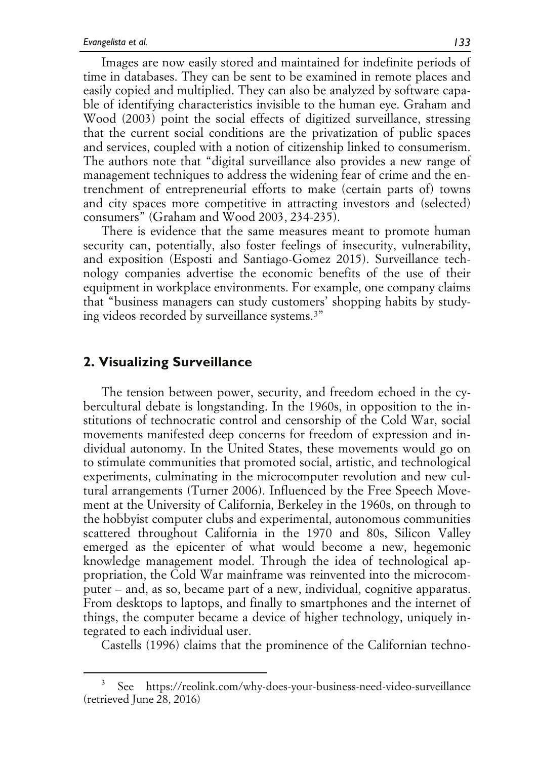Images are now easily stored and maintained for indefinite periods of time in databases. They can be sent to be examined in remote places and easily copied and multiplied. They can also be analyzed by software capable of identifying characteristics invisible to the human eye. Graham and Wood (2003) point the social effects of digitized surveillance, stressing that the current social conditions are the privatization of public spaces and services, coupled with a notion of citizenship linked to consumerism. The authors note that "digital surveillance also provides a new range of management techniques to address the widening fear of crime and the entrenchment of entrepreneurial efforts to make (certain parts of) towns and city spaces more competitive in attracting investors and (selected) consumers" (Graham and Wood 2003, 234-235).

There is evidence that the same measures meant to promote human security can, potentially, also foster feelings of insecurity, vulnerability, and exposition (Esposti and Santiago-Gomez 2015). Surveillance technology companies advertise the economic benefits of the use of their equipment in workplace environments. For example, one company claims that "business managers can study customers' shopping habits by studying videos recorded by surveillance systems.[3]"

## 2. Visualizing Surveillance

The tension between power, security, and freedom echoed in the cybercultural debate is longstanding. In the 1960s, in opposition to the institutions of technocratic control and censorship of the Cold War, social movements manifested deep concerns for freedom of expression and individual autonomy. In the United States, these movements would go on to stimulate communities that promoted social, artistic, and technological experiments, culminating in the microcomputer revolution and new cultural arrangements (Turner 2006). Influenced by the Free Speech Movement at the University of California, Berkeley in the 1960s, on through to the hobbyist computer clubs and experimental, autonomous communities scattered throughout California in the 1970 and 80s, Silicon Valley emerged as the epicenter of what would become a new, hegemonic knowledge management model. Through the idea of technological appropriation, the Cold War mainframe was reinvented into the microcomputer – and, as so, became part of a new, individual, cognitive apparatus. From desktops to laptops, and finally to smartphones and the internet of things, the computer became a device of higher technology, uniquely integrated to each individual user.

Castells (1996) claims that the prominence of the Californian techno-

[3] See https://reolink.com/why-does-your-business-need-video-surveillance (retrieved June 28, 2016)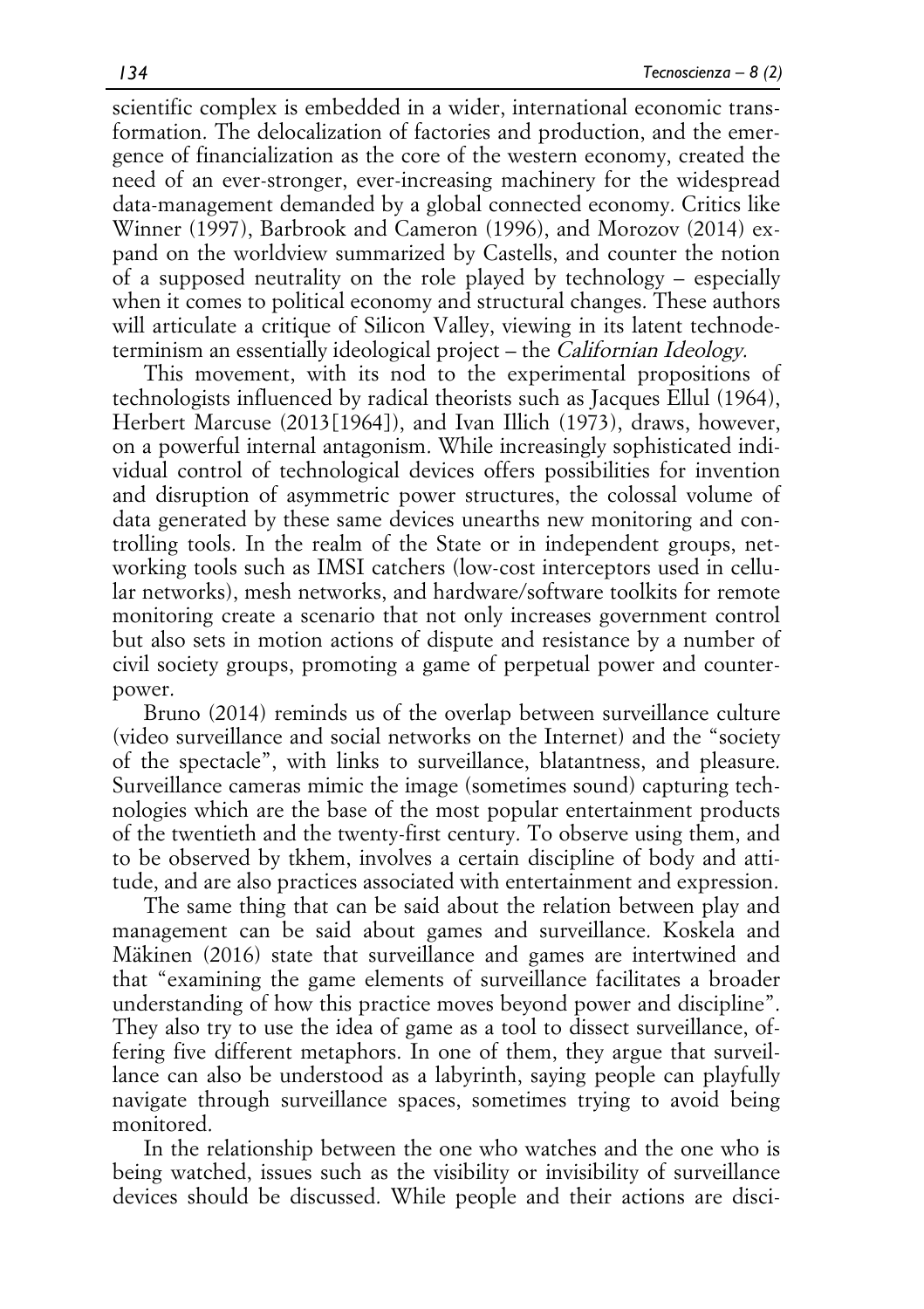scientific complex is embedded in a wider, international economic transformation. The delocalization of factories and production, and the emergence of financialization as the core of the western economy, created the need of an ever-stronger, ever-increasing machinery for the widespread data-management demanded by a global connected economy. Critics like Winner (1997), Barbrook and Cameron (1996), and Morozov (2014) expand on the worldview summarized by Castells, and counter the notion of a supposed neutrality on the role played by technology – especially when it comes to political economy and structural changes. These authors will articulate a critique of Silicon Valley, viewing in its latent technodeterminism an essentially ideological project – the *Californian Ideology*.

This movement, with its nod to the experimental propositions of technologists influenced by radical theorists such as Jacques Ellul (1964), Herbert Marcuse (2013[1964]), and Ivan Illich (1973), draws, however, on a powerful internal antagonism. While increasingly sophisticated individual control of technological devices offers possibilities for invention and disruption of asymmetric power structures, the colossal volume of data generated by these same devices unearths new monitoring and controlling tools. In the realm of the State or in independent groups, networking tools such as IMSI catchers (low-cost interceptors used in cellular networks), mesh networks, and hardware/software toolkits for remote monitoring create a scenario that not only increases government control but also sets in motion actions of dispute and resistance by a number of civil society groups, promoting a game of perpetual power and counterpower.

Bruno (2014) reminds us of the overlap between surveillance culture (video surveillance and social networks on the Internet) and the "society of the spectacle", with links to surveillance, blatantness, and pleasure. Surveillance cameras mimic the image (sometimes sound) capturing technologies which are the base of the most popular entertainment products of the twentieth and the twenty-first century. To observe using them, and to be observed by tkhem, involves a certain discipline of body and attitude, and are also practices associated with entertainment and expression.

The same thing that can be said about the relation between play and management can be said about games and surveillance. Koskela and Mäkinen (2016) state that surveillance and games are intertwined and that "examining the game elements of surveillance facilitates a broader understanding of how this practice moves beyond power and discipline". They also try to use the idea of game as a tool to dissect surveillance, offering five different metaphors. In one of them, they argue that surveillance can also be understood as a labyrinth, saying people can playfully navigate through surveillance spaces, sometimes trying to avoid being monitored.

In the relationship between the one who watches and the one who is being watched, issues such as the visibility or invisibility of surveillance devices should be discussed. While people and their actions are disci-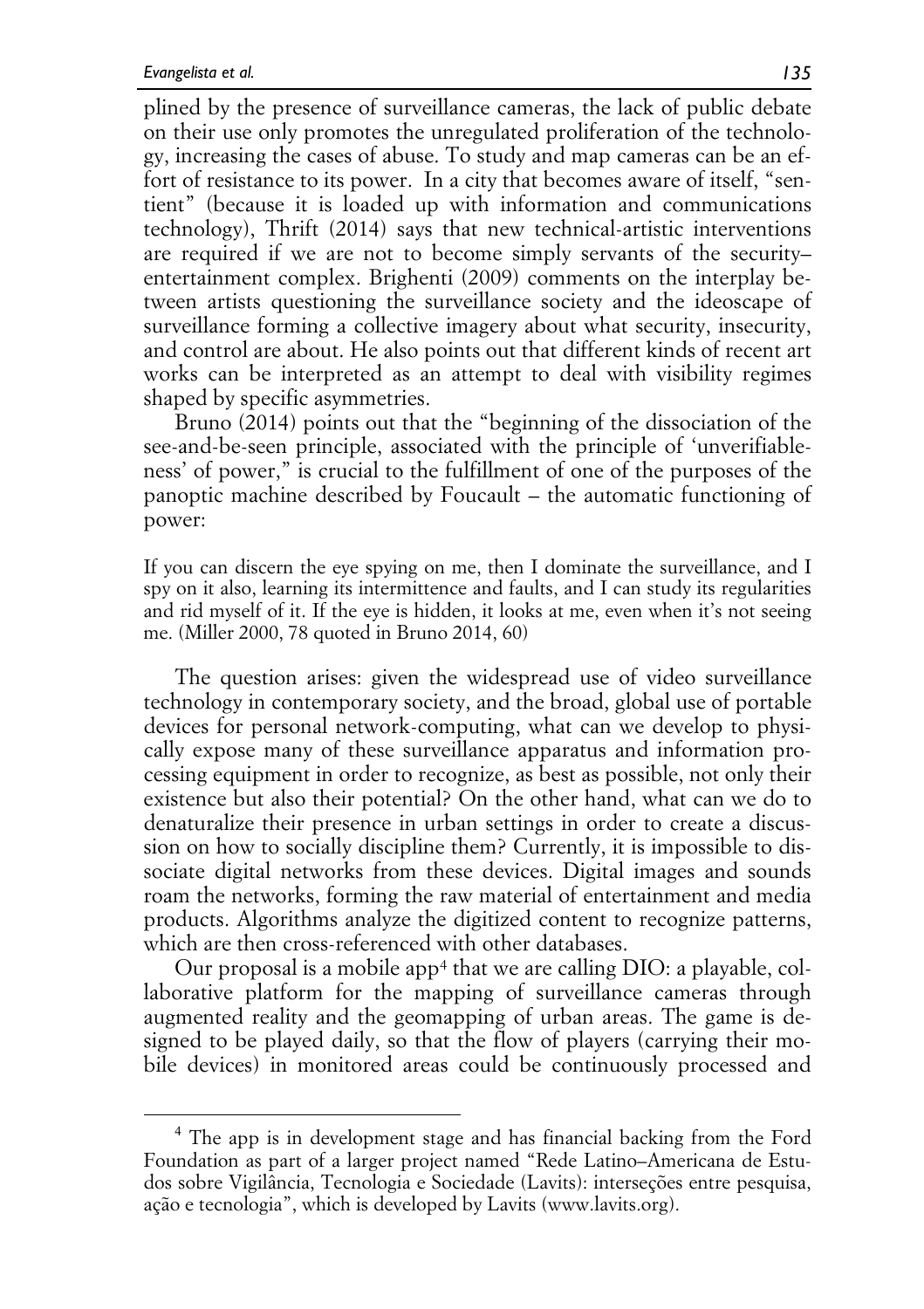plined by the presence of surveillance cameras, the lack of public debate on their use only promotes the unregulated proliferation of the technology, increasing the cases of abuse. To study and map cameras can be an effort of resistance to its power. In a city that becomes aware of itself, "sentient" (because it is loaded up with information and communications technology), Thrift (2014) says that new technical-artistic interventions are required if we are not to become simply servants of the security–entertainment complex. Brighenti (2009) comments on the interplay between artists questioning the surveillance society and the ideoscape of surveillance forming a collective imagery about what security, insecurity, and control are about. He also points out that different kinds of recent art works can be interpreted as an attempt to deal with visibility regimes shaped by specific asymmetries.

Bruno (2014) points out that the "beginning of the dissociation of the see-and-be-seen principle, associated with the principle of 'unverifiableness' of power," is crucial to the fulfillment of one of the purposes of the panoptic machine described by Foucault – the automatic functioning of power:

> If you can discern the eye spying on me, then I dominate the surveillance, and I spy on it also, learning its intermittence and faults, and I can study its regularities and rid myself of it. If the eye is hidden, it looks at me, even when it's not seeing me. (Miller 2000, 78 quoted in Bruno 2014, 60)

The question arises: given the widespread use of video surveillance technology in contemporary society, and the broad, global use of portable devices for personal network-computing, what can we develop to physically expose many of these surveillance apparatus and information processing equipment in order to recognize, as best as possible, not only their existence but also their potential? On the other hand, what can we do to denaturalize their presence in urban settings in order to create a discussion on how to socially discipline them? Currently, it is impossible to dissociate digital networks from these devices. Digital images and sounds roam the networks, forming the raw material of entertainment and media products. Algorithms analyze the digitized content to recognize patterns, which are then cross-referenced with other databases.

Our proposal is a mobile app[4] that we are calling DIO: a playable, collaborative platform for the mapping of surveillance cameras through augmented reality and the geomapping of urban areas. The game is designed to be played daily, so that the flow of players (carrying their mobile devices) in monitored areas could be continuously processed and

---

[4] The app is in development stage and has financial backing from the Ford Foundation as part of a larger project named "Rede Latino–Americana de Estudos sobre Vigilância, Tecnologia e Sociedade (Lavits): interseções entre pesquisa, ação e tecnologia", which is developed by Lavits (www.lavits.org).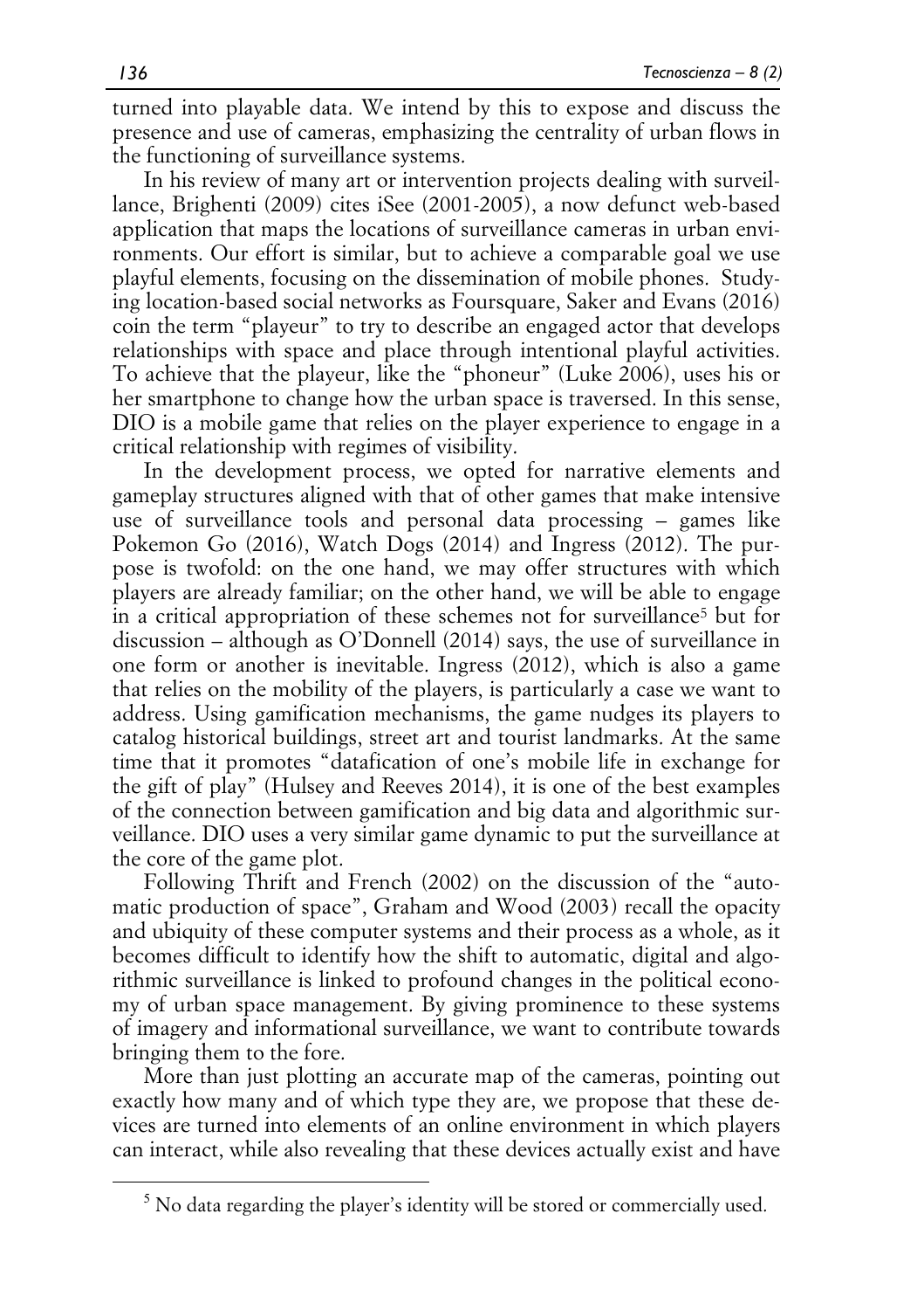turned into playable data. We intend by this to expose and discuss the presence and use of cameras, emphasizing the centrality of urban flows in the functioning of surveillance systems.

In his review of many art or intervention projects dealing with surveillance, Brighenti (2009) cites iSee (2001-2005), a now defunct web-based application that maps the locations of surveillance cameras in urban environments. Our effort is similar, but to achieve a comparable goal we use playful elements, focusing on the dissemination of mobile phones. Studying location-based social networks as Foursquare, Saker and Evans (2016) coin the term "playeur" to try to describe an engaged actor that develops relationships with space and place through intentional playful activities. To achieve that the playeur, like the "phoneur" (Luke 2006), uses his or her smartphone to change how the urban space is traversed. In this sense, DIO is a mobile game that relies on the player experience to engage in a critical relationship with regimes of visibility.

In the development process, we opted for narrative elements and gameplay structures aligned with that of other games that make intensive use of surveillance tools and personal data processing – games like Pokemon Go (2016), Watch Dogs (2014) and Ingress (2012). The purpose is twofold: on the one hand, we may offer structures with which players are already familiar; on the other hand, we will be able to engage in a critical appropriation of these schemes not for surveillance[5] but for discussion – although as O'Donnell (2014) says, the use of surveillance in one form or another is inevitable. Ingress (2012), which is also a game that relies on the mobility of the players, is particularly a case we want to address. Using gamification mechanisms, the game nudges its players to catalog historical buildings, street art and tourist landmarks. At the same time that it promotes "datafication of one's mobile life in exchange for the gift of play" (Hulsey and Reeves 2014), it is one of the best examples of the connection between gamification and big data and algorithmic surveillance. DIO uses a very similar game dynamic to put the surveillance at the core of the game plot.

Following Thrift and French (2002) on the discussion of the "automatic production of space", Graham and Wood (2003) recall the opacity and ubiquity of these computer systems and their process as a whole, as it becomes difficult to identify how the shift to automatic, digital and algorithmic surveillance is linked to profound changes in the political economy of urban space management. By giving prominence to these systems of imagery and informational surveillance, we want to contribute towards bringing them to the fore.

More than just plotting an accurate map of the cameras, pointing out exactly how many and of which type they are, we propose that these devices are turned into elements of an online environment in which players can interact, while also revealing that these devices actually exist and have

---

[5] No data regarding the player's identity will be stored or commercially used.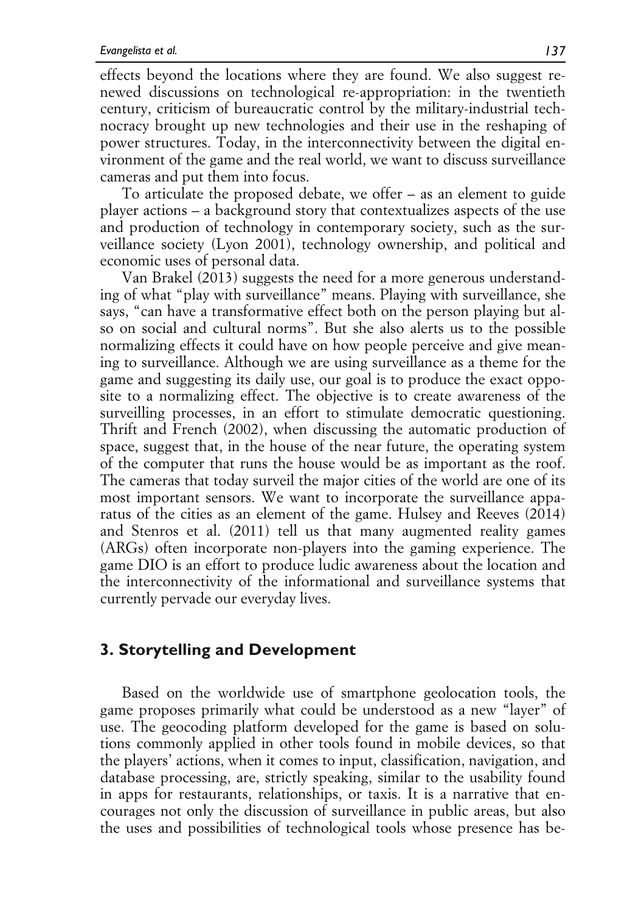effects beyond the locations where they are found. We also suggest renewed discussions on technological re-appropriation: in the twentieth century, criticism of bureaucratic control by the military-industrial technocracy brought up new technologies and their use in the reshaping of power structures. Today, in the interconnectivity between the digital environment of the game and the real world, we want to discuss surveillance cameras and put them into focus.

To articulate the proposed debate, we offer – as an element to guide player actions – a background story that contextualizes aspects of the use and production of technology in contemporary society, such as the surveillance society (Lyon 2001), technology ownership, and political and economic uses of personal data.

Van Brakel (2013) suggests the need for a more generous understanding of what "play with surveillance" means. Playing with surveillance, she says, "can have a transformative effect both on the person playing but also on social and cultural norms". But she also alerts us to the possible normalizing effects it could have on how people perceive and give meaning to surveillance. Although we are using surveillance as a theme for the game and suggesting its daily use, our goal is to produce the exact opposite to a normalizing effect. The objective is to create awareness of the surveilling processes, in an effort to stimulate democratic questioning. Thrift and French (2002), when discussing the automatic production of space, suggest that, in the house of the near future, the operating system of the computer that runs the house would be as important as the roof. The cameras that today surveil the major cities of the world are one of its most important sensors. We want to incorporate the surveillance apparatus of the cities as an element of the game. Hulsey and Reeves (2014) and Stenros et al. (2011) tell us that many augmented reality games (ARGs) often incorporate non-players into the gaming experience. The game DIO is an effort to produce ludic awareness about the location and the interconnectivity of the informational and surveillance systems that currently pervade our everyday lives.

## 3. Storytelling and Development

Based on the worldwide use of smartphone geolocation tools, the game proposes primarily what could be understood as a new "layer" of use. The geocoding platform developed for the game is based on solutions commonly applied in other tools found in mobile devices, so that the players' actions, when it comes to input, classification, navigation, and database processing, are, strictly speaking, similar to the usability found in apps for restaurants, relationships, or taxis. It is a narrative that encourages not only the discussion of surveillance in public areas, but also the uses and possibilities of technological tools whose presence has be-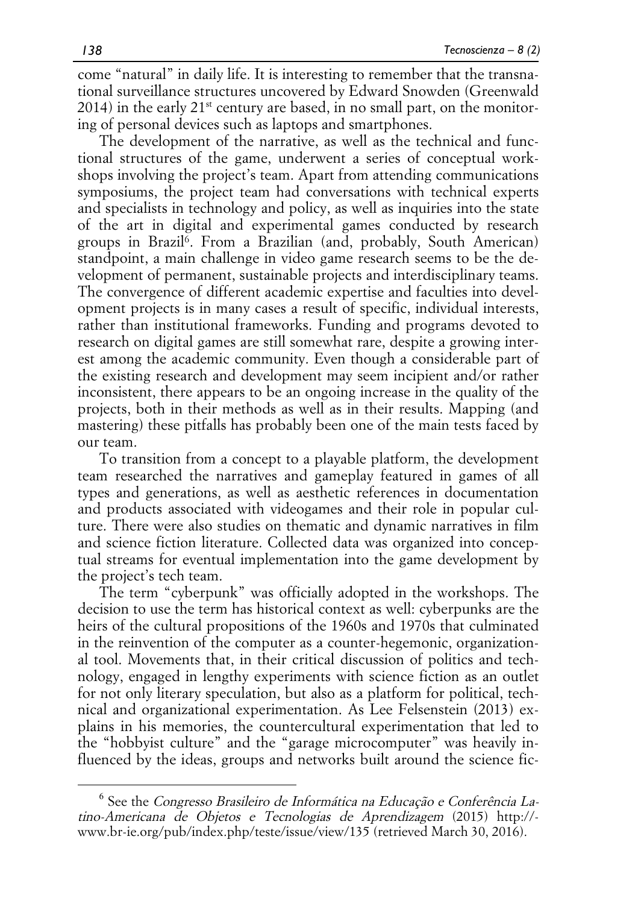come "natural" in daily life. It is interesting to remember that the transnational surveillance structures uncovered by Edward Snowden (Greenwald 2014) in the early 21st century are based, in no small part, on the monitoring of personal devices such as laptops and smartphones.

The development of the narrative, as well as the technical and functional structures of the game, underwent a series of conceptual workshops involving the project's team. Apart from attending communications symposiums, the project team had conversations with technical experts and specialists in technology and policy, as well as inquiries into the state of the art in digital and experimental games conducted by research groups in Brazil[6]. From a Brazilian (and, probably, South American) standpoint, a main challenge in video game research seems to be the development of permanent, sustainable projects and interdisciplinary teams. The convergence of different academic expertise and faculties into development projects is in many cases a result of specific, individual interests, rather than institutional frameworks. Funding and programs devoted to research on digital games are still somewhat rare, despite a growing interest among the academic community. Even though a considerable part of the existing research and development may seem incipient and/or rather inconsistent, there appears to be an ongoing increase in the quality of the projects, both in their methods as well as in their results. Mapping (and mastering) these pitfalls has probably been one of the main tests faced by our team.

To transition from a concept to a playable platform, the development team researched the narratives and gameplay featured in games of all types and generations, as well as aesthetic references in documentation and products associated with videogames and their role in popular culture. There were also studies on thematic and dynamic narratives in film and science fiction literature. Collected data was organized into conceptual streams for eventual implementation into the game development by the project's tech team.

The term "cyberpunk" was officially adopted in the workshops. The decision to use the term has historical context as well: cyberpunks are the heirs of the cultural propositions of the 1960s and 1970s that culminated in the reinvention of the computer as a counter-hegemonic, organizational tool. Movements that, in their critical discussion of politics and technology, engaged in lengthy experiments with science fiction as an outlet for not only literary speculation, but also as a platform for political, technical and organizational experimentation. As Lee Felsenstein (2013) explains in his memories, the countercultural experimentation that led to the "hobbyist culture" and the "garage microcomputer" was heavily influenced by the ideas, groups and networks built around the science fic-

[6] See the *Congresso Brasileiro de Informática na Educação e Conferência Latino-Americana de Objetos e Tecnologias de Aprendizagem* (2015) http://www.br-ie.org/pub/index.php/teste/issue/view/135 (retrieved March 30, 2016).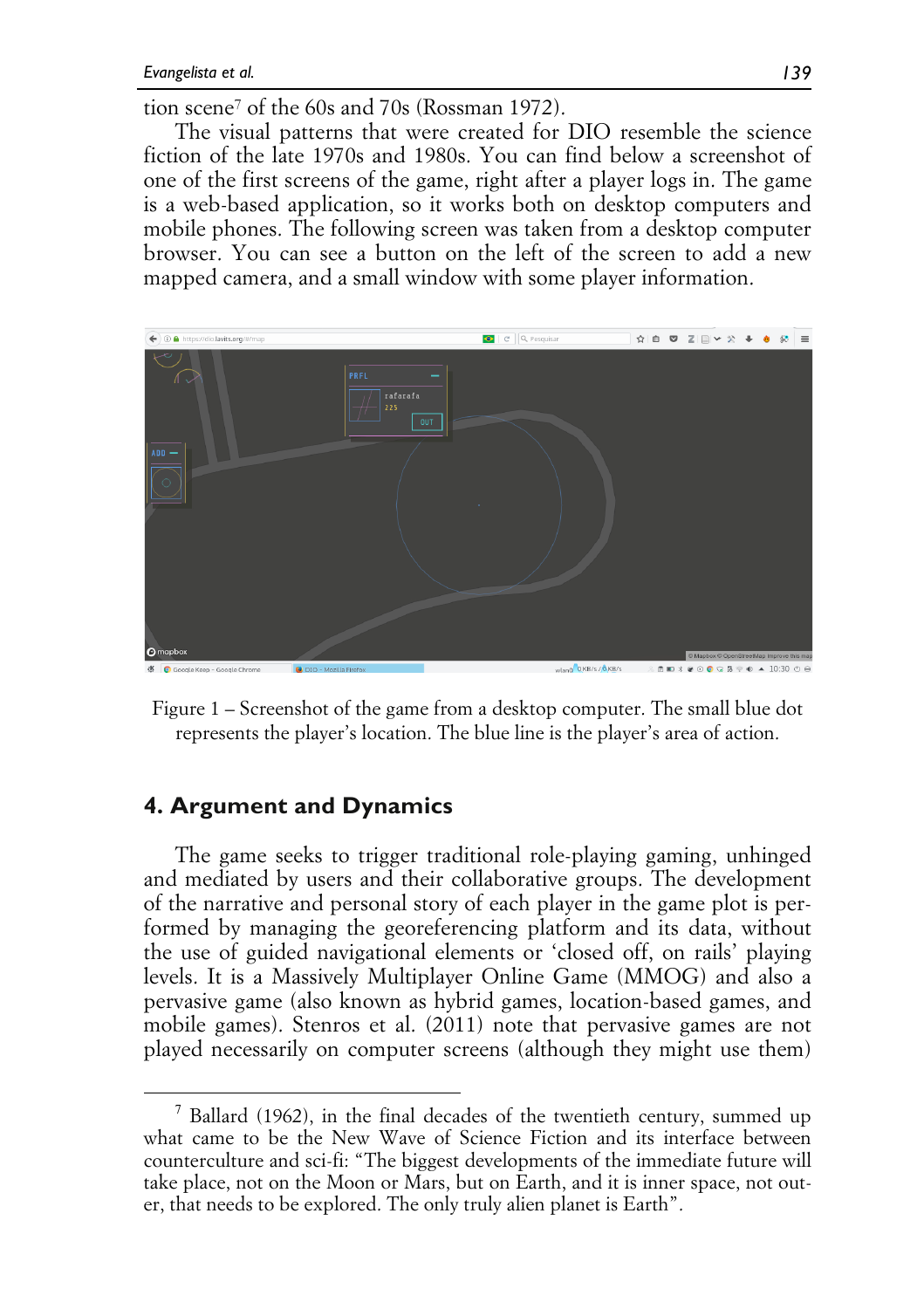tion scene[7] of the 60s and 70s (Rossman 1972).

The visual patterns that were created for DIO resemble the science fiction of the late 1970s and 1980s. You can find below a screenshot of one of the first screens of the game, right after a player logs in. The game is a web-based application, so it works both on desktop computers and mobile phones. The following screen was taken from a desktop computer browser. You can see a button on the left of the screen to add a new mapped camera, and a small window with some player information.

Figure 1 – Screenshot of the game from a desktop computer. The small blue dot represents the player's location. The blue line is the player's area of action.

## 4. Argument and Dynamics

The game seeks to trigger traditional role-playing gaming, unhinged and mediated by users and their collaborative groups. The development of the narrative and personal story of each player in the game plot is performed by managing the georeferencing platform and its data, without the use of guided navigational elements or 'closed off, on rails' playing levels. It is a Massively Multiplayer Online Game (MMOG) and also a pervasive game (also known as hybrid games, location-based games, and mobile games). Stenros et al. (2011) note that pervasive games are not played necessarily on computer screens (although they might use them)

[7] Ballard (1962), in the final decades of the twentieth century, summed up what came to be the New Wave of Science Fiction and its interface between counterculture and sci-fi: "The biggest developments of the immediate future will take place, not on the Moon or Mars, but on Earth, and it is inner space, not outer, that needs to be explored. The only truly alien planet is Earth".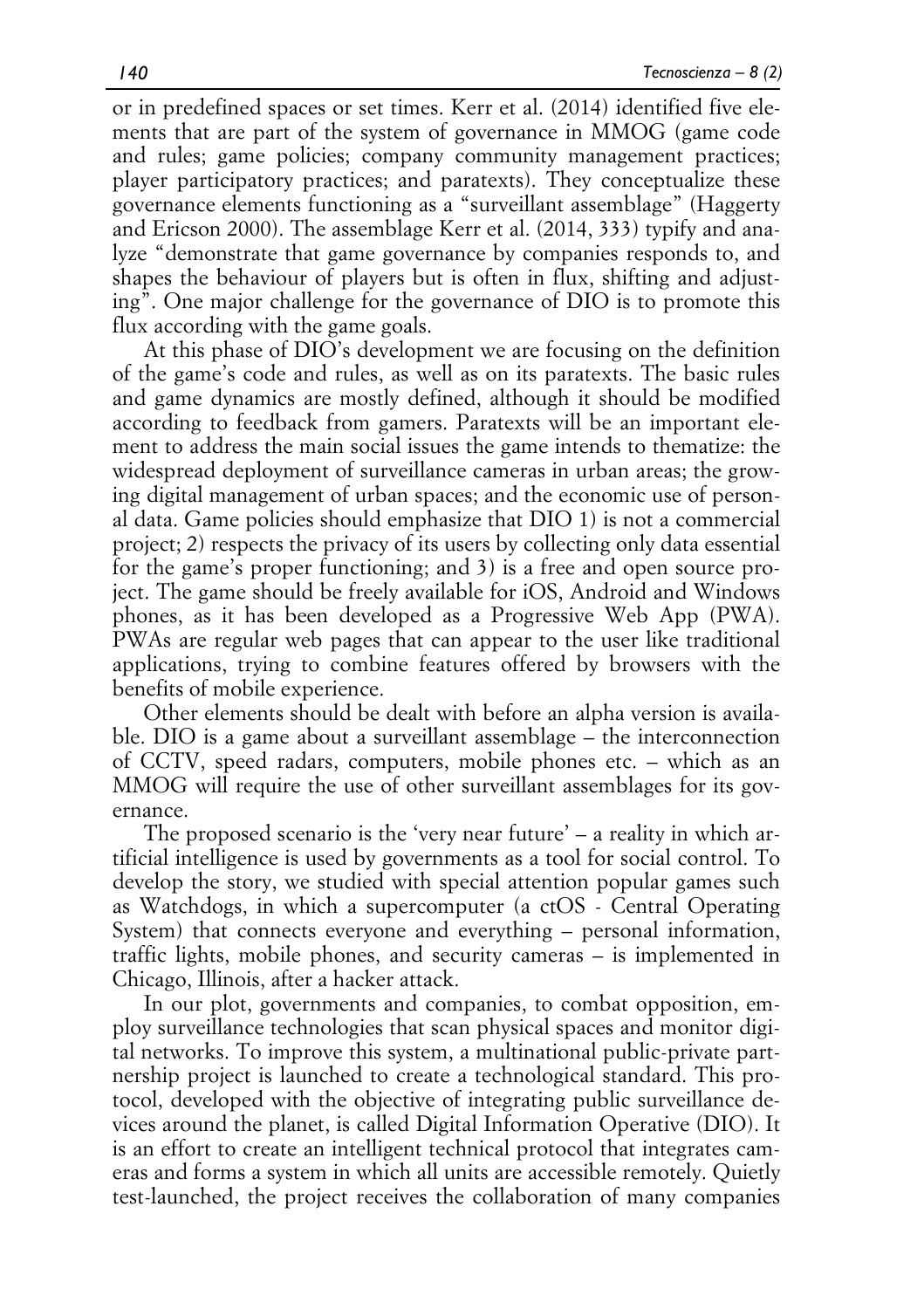or in predefined spaces or set times. Kerr et al. (2014) identified five elements that are part of the system of governance in MMOG (game code and rules; game policies; company community management practices; player participatory practices; and paratexts). They conceptualize these governance elements functioning as a "surveillant assemblage" (Haggerty and Ericson 2000). The assemblage Kerr et al. (2014, 333) typify and analyze "demonstrate that game governance by companies responds to, and shapes the behaviour of players but is often in flux, shifting and adjusting". One major challenge for the governance of DIO is to promote this flux according with the game goals.

At this phase of DIO's development we are focusing on the definition of the game's code and rules, as well as on its paratexts. The basic rules and game dynamics are mostly defined, although it should be modified according to feedback from gamers. Paratexts will be an important element to address the main social issues the game intends to thematize: the widespread deployment of surveillance cameras in urban areas; the growing digital management of urban spaces; and the economic use of personal data. Game policies should emphasize that DIO 1) is not a commercial project; 2) respects the privacy of its users by collecting only data essential for the game's proper functioning; and 3) is a free and open source project. The game should be freely available for iOS, Android and Windows phones, as it has been developed as a Progressive Web App (PWA). PWAs are regular web pages that can appear to the user like traditional applications, trying to combine features offered by browsers with the benefits of mobile experience.

Other elements should be dealt with before an alpha version is available. DIO is a game about a surveillant assemblage – the interconnection of CCTV, speed radars, computers, mobile phones etc. – which as an MMOG will require the use of other surveillant assemblages for its governance.

The proposed scenario is the 'very near future' – a reality in which artificial intelligence is used by governments as a tool for social control. To develop the story, we studied with special attention popular games such as Watchdogs, in which a supercomputer (a ctOS - Central Operating System) that connects everyone and everything – personal information, traffic lights, mobile phones, and security cameras – is implemented in Chicago, Illinois, after a hacker attack.

In our plot, governments and companies, to combat opposition, employ surveillance technologies that scan physical spaces and monitor digital networks. To improve this system, a multinational public-private partnership project is launched to create a technological standard. This protocol, developed with the objective of integrating public surveillance devices around the planet, is called Digital Information Operative (DIO). It is an effort to create an intelligent technical protocol that integrates cameras and forms a system in which all units are accessible remotely. Quietly test-launched, the project receives the collaboration of many companies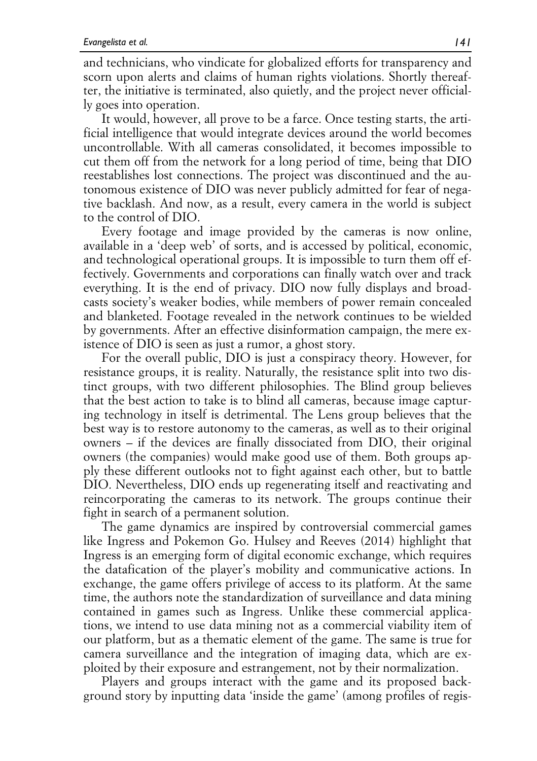and technicians, who vindicate for globalized efforts for transparency and scorn upon alerts and claims of human rights violations. Shortly thereafter, the initiative is terminated, also quietly, and the project never officially goes into operation.

It would, however, all prove to be a farce. Once testing starts, the artificial intelligence that would integrate devices around the world becomes uncontrollable. With all cameras consolidated, it becomes impossible to cut them off from the network for a long period of time, being that DIO reestablishes lost connections. The project was discontinued and the autonomous existence of DIO was never publicly admitted for fear of negative backlash. And now, as a result, every camera in the world is subject to the control of DIO.

Every footage and image provided by the cameras is now online, available in a 'deep web' of sorts, and is accessed by political, economic, and technological operational groups. It is impossible to turn them off effectively. Governments and corporations can finally watch over and track everything. It is the end of privacy. DIO now fully displays and broadcasts society's weaker bodies, while members of power remain concealed and blanketed. Footage revealed in the network continues to be wielded by governments. After an effective disinformation campaign, the mere existence of DIO is seen as just a rumor, a ghost story.

For the overall public, DIO is just a conspiracy theory. However, for resistance groups, it is reality. Naturally, the resistance split into two distinct groups, with two different philosophies. The Blind group believes that the best action to take is to blind all cameras, because image capturing technology in itself is detrimental. The Lens group believes that the best way is to restore autonomy to the cameras, as well as to their original owners – if the devices are finally dissociated from DIO, their original owners (the companies) would make good use of them. Both groups apply these different outlooks not to fight against each other, but to battle DIO. Nevertheless, DIO ends up regenerating itself and reactivating and reincorporating the cameras to its network. The groups continue their fight in search of a permanent solution.

The game dynamics are inspired by controversial commercial games like Ingress and Pokemon Go. Hulsey and Reeves (2014) highlight that Ingress is an emerging form of digital economic exchange, which requires the datafication of the player's mobility and communicative actions. In exchange, the game offers privilege of access to its platform. At the same time, the authors note the standardization of surveillance and data mining contained in games such as Ingress. Unlike these commercial applications, we intend to use data mining not as a commercial viability item of our platform, but as a thematic element of the game. The same is true for camera surveillance and the integration of imaging data, which are exploited by their exposure and estrangement, not by their normalization.

Players and groups interact with the game and its proposed background story by inputting data 'inside the game' (among profiles of regis-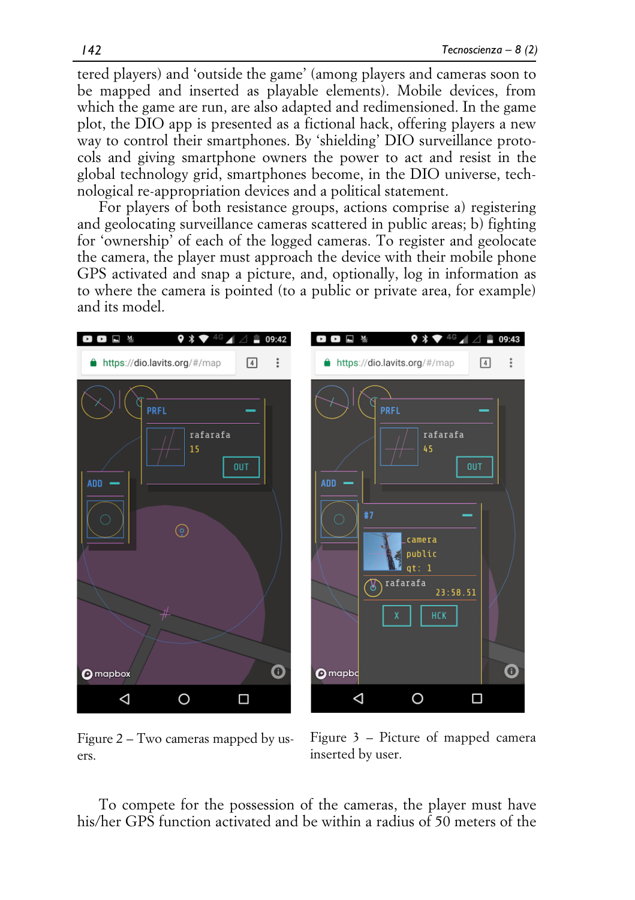tered players) and 'outside the game' (among players and cameras soon to be mapped and inserted as playable elements). Mobile devices, from which the game are run, are also adapted and redimensioned. In the game plot, the DIO app is presented as a fictional hack, offering players a new way to control their smartphones. By 'shielding' DIO surveillance protocols and giving smartphone owners the power to act and resist in the global technology grid, smartphones become, in the DIO universe, technological re-appropriation devices and a political statement.

For players of both resistance groups, actions comprise a) registering and geolocating surveillance cameras scattered in public areas; b) fighting for 'ownership' of each of the logged cameras. To register and geolocate the camera, the player must approach the device with their mobile phone GPS activated and snap a picture, and, optionally, log in information as to where the camera is pointed (to a public or private area, for example) and its model.

Figure 2 – Two cameras mapped by users.

Figure 3 – Picture of mapped camera inserted by user.

To compete for the possession of the cameras, the player must have his/her GPS function activated and be within a radius of 50 meters of the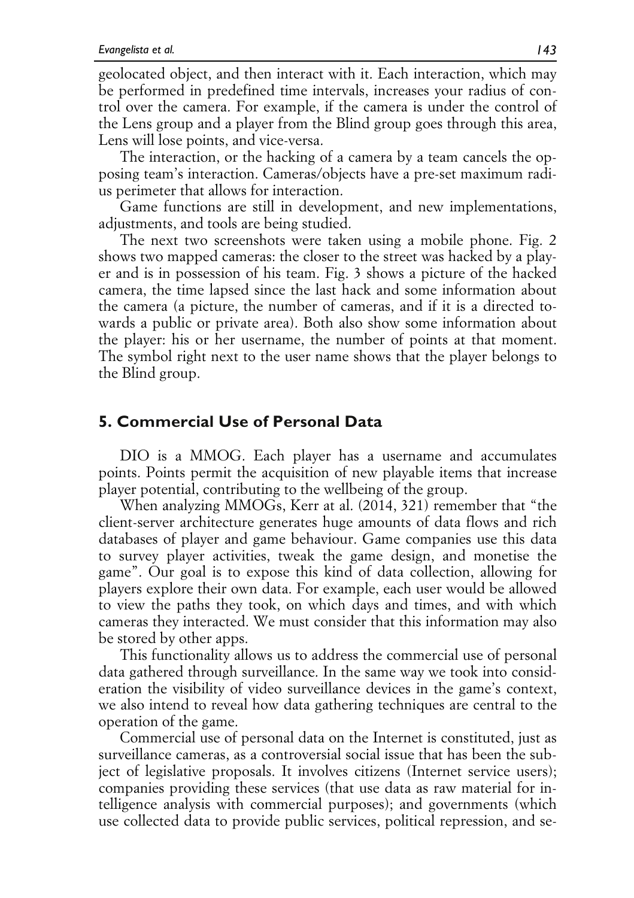geolocated object, and then interact with it. Each interaction, which may be performed in predefined time intervals, increases your radius of control over the camera. For example, if the camera is under the control of the Lens group and a player from the Blind group goes through this area, Lens will lose points, and vice-versa.

The interaction, or the hacking of a camera by a team cancels the opposing team's interaction. Cameras/objects have a pre-set maximum radius perimeter that allows for interaction.

Game functions are still in development, and new implementations, adjustments, and tools are being studied.

The next two screenshots were taken using a mobile phone. Fig. 2 shows two mapped cameras: the closer to the street was hacked by a player and is in possession of his team. Fig. 3 shows a picture of the hacked camera, the time lapsed since the last hack and some information about the camera (a picture, the number of cameras, and if it is a directed towards a public or private area). Both also show some information about the player: his or her username, the number of points at that moment. The symbol right next to the user name shows that the player belongs to the Blind group.

## 5. Commercial Use of Personal Data

DIO is a MMOG. Each player has a username and accumulates points. Points permit the acquisition of new playable items that increase player potential, contributing to the wellbeing of the group.

When analyzing MMOGs, Kerr at al. (2014, 321) remember that "the client-server architecture generates huge amounts of data flows and rich databases of player and game behaviour. Game companies use this data to survey player activities, tweak the game design, and monetise the game". Our goal is to expose this kind of data collection, allowing for players explore their own data. For example, each user would be allowed to view the paths they took, on which days and times, and with which cameras they interacted. We must consider that this information may also be stored by other apps.

This functionality allows us to address the commercial use of personal data gathered through surveillance. In the same way we took into consideration the visibility of video surveillance devices in the game's context, we also intend to reveal how data gathering techniques are central to the operation of the game.

Commercial use of personal data on the Internet is constituted, just as surveillance cameras, as a controversial social issue that has been the subject of legislative proposals. It involves citizens (Internet service users); companies providing these services (that use data as raw material for intelligence analysis with commercial purposes); and governments (which use collected data to provide public services, political repression, and se-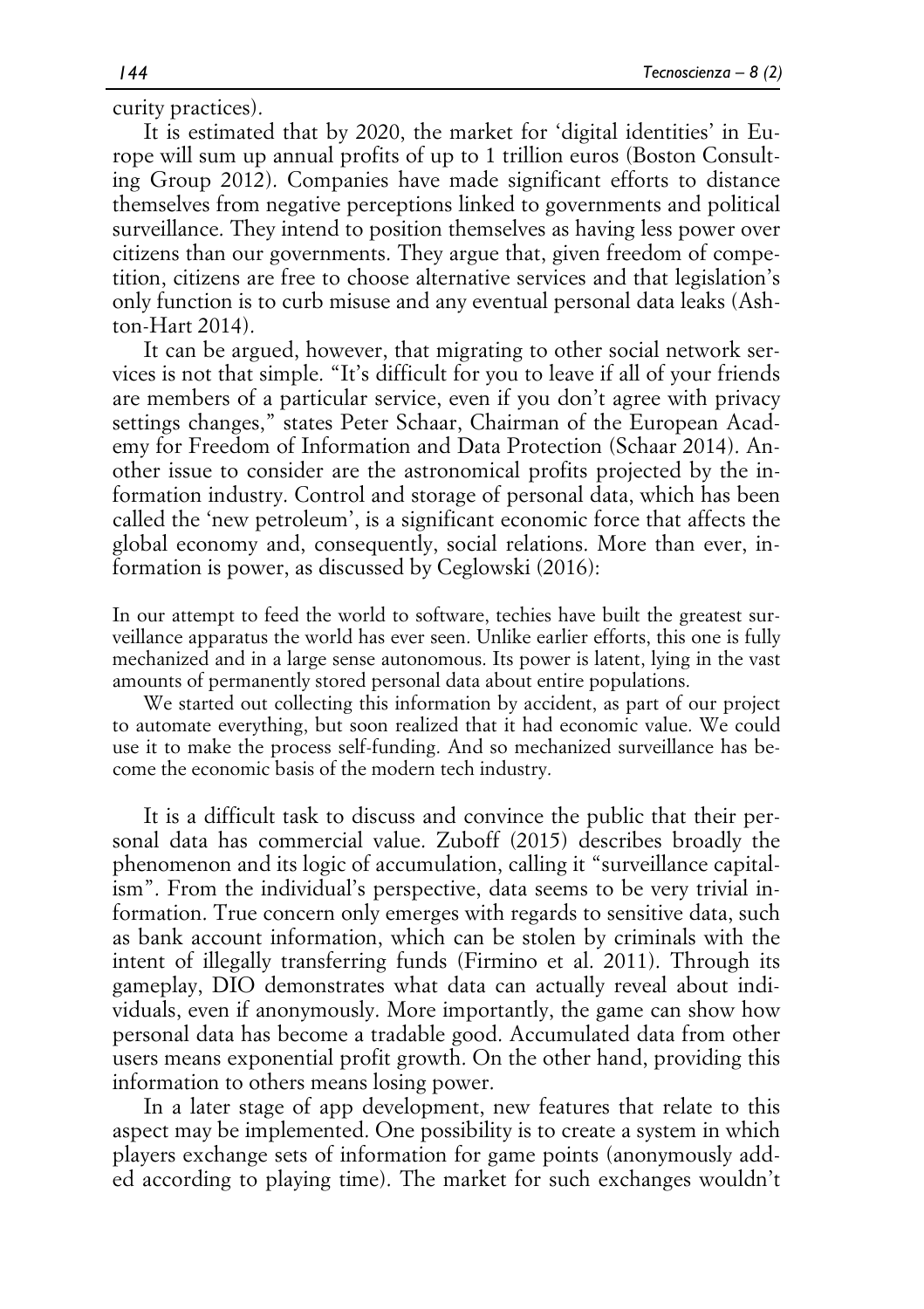curity practices).

It is estimated that by 2020, the market for 'digital identities' in Europe will sum up annual profits of up to 1 trillion euros (Boston Consulting Group 2012). Companies have made significant efforts to distance themselves from negative perceptions linked to governments and political surveillance. They intend to position themselves as having less power over citizens than our governments. They argue that, given freedom of competition, citizens are free to choose alternative services and that legislation's only function is to curb misuse and any eventual personal data leaks (Ashton-Hart 2014).

It can be argued, however, that migrating to other social network services is not that simple. "It's difficult for you to leave if all of your friends are members of a particular service, even if you don't agree with privacy settings changes," states Peter Schaar, Chairman of the European Academy for Freedom of Information and Data Protection (Schaar 2014). Another issue to consider are the astronomical profits projected by the information industry. Control and storage of personal data, which has been called the 'new petroleum', is a significant economic force that affects the global economy and, consequently, social relations. More than ever, information is power, as discussed by Ceglowski (2016):

> In our attempt to feed the world to software, techies have built the greatest surveillance apparatus the world has ever seen. Unlike earlier efforts, this one is fully mechanized and in a large sense autonomous. Its power is latent, lying in the vast amounts of permanently stored personal data about entire populations.
>
> We started out collecting this information by accident, as part of our project to automate everything, but soon realized that it had economic value. We could use it to make the process self-funding. And so mechanized surveillance has become the economic basis of the modern tech industry.

It is a difficult task to discuss and convince the public that their personal data has commercial value. Zuboff (2015) describes broadly the phenomenon and its logic of accumulation, calling it "surveillance capitalism". From the individual's perspective, data seems to be very trivial information. True concern only emerges with regards to sensitive data, such as bank account information, which can be stolen by criminals with the intent of illegally transferring funds (Firmino et al. 2011). Through its gameplay, DIO demonstrates what data can actually reveal about individuals, even if anonymously. More importantly, the game can show how personal data has become a tradable good. Accumulated data from other users means exponential profit growth. On the other hand, providing this information to others means losing power.

In a later stage of app development, new features that relate to this aspect may be implemented. One possibility is to create a system in which players exchange sets of information for game points (anonymously added according to playing time). The market for such exchanges wouldn't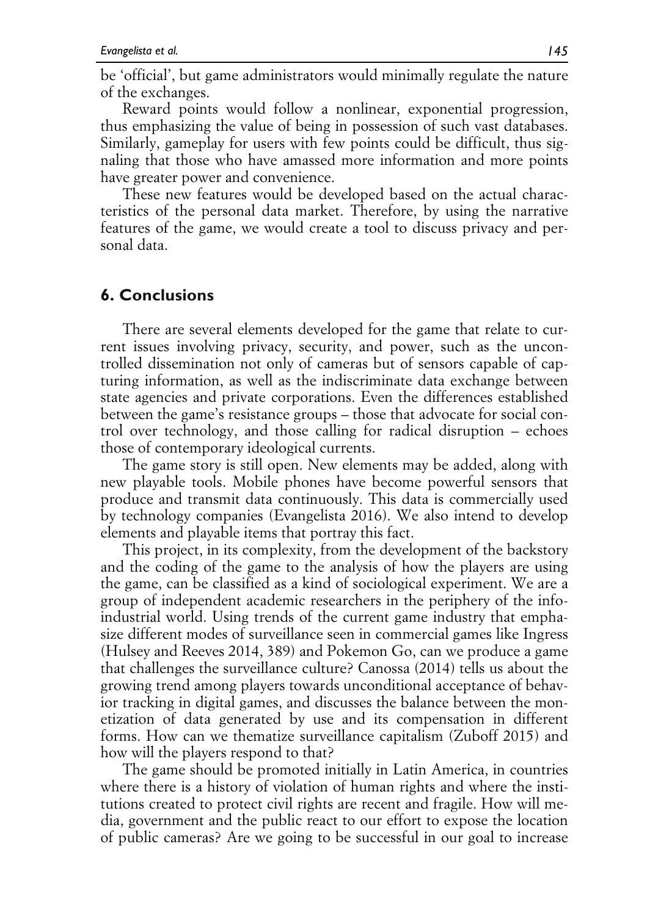be 'official', but game administrators would minimally regulate the nature of the exchanges.

Reward points would follow a nonlinear, exponential progression, thus emphasizing the value of being in possession of such vast databases. Similarly, gameplay for users with few points could be difficult, thus signaling that those who have amassed more information and more points have greater power and convenience.

These new features would be developed based on the actual characteristics of the personal data market. Therefore, by using the narrative features of the game, we would create a tool to discuss privacy and personal data.

## 6. Conclusions

There are several elements developed for the game that relate to current issues involving privacy, security, and power, such as the uncontrolled dissemination not only of cameras but of sensors capable of capturing information, as well as the indiscriminate data exchange between state agencies and private corporations. Even the differences established between the game's resistance groups – those that advocate for social control over technology, and those calling for radical disruption – echoes those of contemporary ideological currents.

The game story is still open. New elements may be added, along with new playable tools. Mobile phones have become powerful sensors that produce and transmit data continuously. This data is commercially used by technology companies (Evangelista 2016). We also intend to develop elements and playable items that portray this fact.

This project, in its complexity, from the development of the backstory and the coding of the game to the analysis of how the players are using the game, can be classified as a kind of sociological experiment. We are a group of independent academic researchers in the periphery of the info-industrial world. Using trends of the current game industry that emphasize different modes of surveillance seen in commercial games like Ingress (Hulsey and Reeves 2014, 389) and Pokemon Go, can we produce a game that challenges the surveillance culture? Canossa (2014) tells us about the growing trend among players towards unconditional acceptance of behavior tracking in digital games, and discusses the balance between the monetization of data generated by use and its compensation in different forms. How can we thematize surveillance capitalism (Zuboff 2015) and how will the players respond to that?

The game should be promoted initially in Latin America, in countries where there is a history of violation of human rights and where the institutions created to protect civil rights are recent and fragile. How will media, government and the public react to our effort to expose the location of public cameras? Are we going to be successful in our goal to increase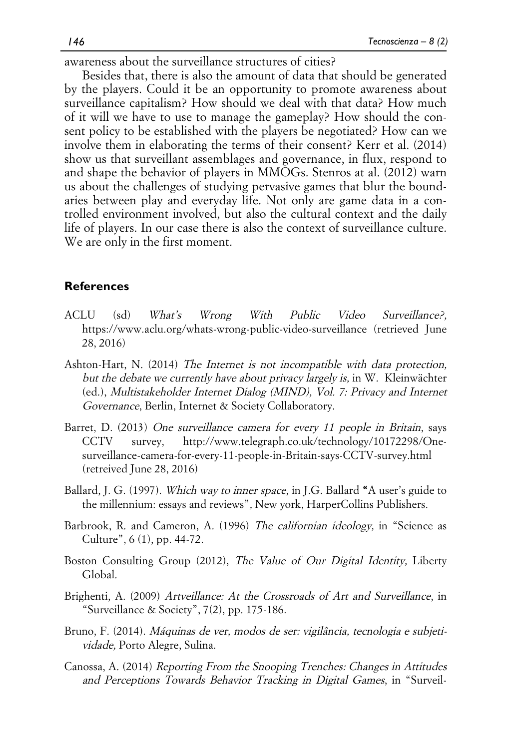awareness about the surveillance structures of cities?

Besides that, there is also the amount of data that should be generated by the players. Could it be an opportunity to promote awareness about surveillance capitalism? How should we deal with that data? How much of it will we have to use to manage the gameplay? How should the consent policy to be established with the players be negotiated? How can we involve them in elaborating the terms of their consent? Kerr et al. (2014) show us that surveillant assemblages and governance, in flux, respond to and shape the behavior of players in MMOGs. Stenros at al. (2012) warn us about the challenges of studying pervasive games that blur the boundaries between play and everyday life. Not only are game data in a controlled environment involved, but also the cultural context and the daily life of players. In our case there is also the context of surveillance culture. We are only in the first moment.

## References

ACLU (sd) *What's Wrong With Public Video Surveillance?*, https://www.aclu.org/whats-wrong-public-video-surveillance (retrieved June 28, 2016)

Ashton-Hart, N. (2014) *The Internet is not incompatible with data protection, but the debate we currently have about privacy largely is,* in W. Kleinwächter (ed.), *Multistakeholder Internet Dialog (MIND), Vol. 7: Privacy and Internet Governance*, Berlin, Internet & Society Collaboratory.

Barret, D. (2013) *One surveillance camera for every 11 people in Britain*, says CCTV survey, http://www.telegraph.co.uk/technology/10172298/One-surveillance-camera-for-every-11-people-in-Britain-says-CCTV-survey.html (retreived June 28, 2016)

Ballard, J. G. (1997). *Which way to inner space*, in J.G. Ballard "A user's guide to the millennium: essays and reviews", New york, HarperCollins Publishers.

Barbrook, R. and Cameron, A. (1996) *The californian ideology,* in "Science as Culture", 6 (1), pp. 44-72.

Boston Consulting Group (2012), *The Value of Our Digital Identity,* Liberty Global.

Brighenti, A. (2009) *Artveillance: At the Crossroads of Art and Surveillance*, in "Surveillance & Society", 7(2), pp. 175-186.

Bruno, F. (2014). *Máquinas de ver, modos de ser: vigilância, tecnologia e subjetividade,* Porto Alegre, Sulina.

Canossa, A. (2014) *Reporting From the Snooping Trenches: Changes in Attitudes and Perceptions Towards Behavior Tracking in Digital Games*, in "Surveil-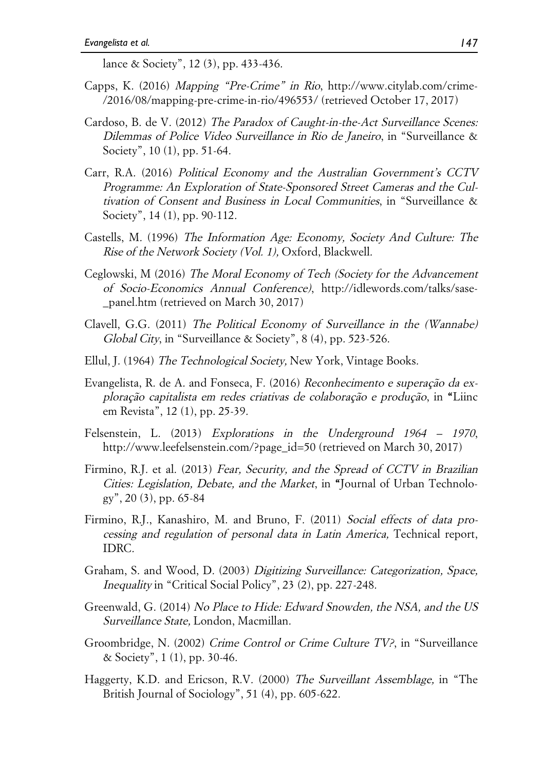lance & Society", 12 (3), pp. 433-436.

Capps, K. (2016) *Mapping "Pre-Crime" in Rio*, http://www.citylab.com/crime-/2016/08/mapping-pre-crime-in-rio/496553/ (retrieved October 17, 2017)

Cardoso, B. de V. (2012) *The Paradox of Caught-in-the-Act Surveillance Scenes: Dilemmas of Police Video Surveillance in Rio de Janeiro*, in "Surveillance & Society", 10 (1), pp. 51-64.

Carr, R.A. (2016) *Political Economy and the Australian Government's CCTV Programme: An Exploration of State-Sponsored Street Cameras and the Cultivation of Consent and Business in Local Communities*, in "Surveillance & Society", 14 (1), pp. 90-112.

Castells, M. (1996) *The Information Age: Economy, Society And Culture: The Rise of the Network Society (Vol. 1),* Oxford, Blackwell.

Ceglowski, M (2016) *The Moral Economy of Tech (Society for the Advancement of Socio-Economics Annual Conference)*, http://idlewords.com/talks/sase-_panel.htm (retrieved on March 30, 2017)

Clavell, G.G. (2011) *The Political Economy of Surveillance in the (Wannabe) Global City*, in "Surveillance & Society", 8 (4), pp. 523-526.

Ellul, J. (1964) *The Technological Society,* New York, Vintage Books.

Evangelista, R. de A. and Fonseca, F. (2016) *Reconhecimento e superação da exploração capitalista em redes criativas de colaboração e produção*, in "Liinc em Revista", 12 (1), pp. 25-39.

Felsenstein, L. (2013) *Explorations in the Underground 1964 – 1970*, http://www.leefelsenstein.com/?page_id=50 (retrieved on March 30, 2017)

Firmino, R.J. et al. (2013) *Fear, Security, and the Spread of CCTV in Brazilian Cities: Legislation, Debate, and the Market*, in "Journal of Urban Technology", 20 (3), pp. 65-84

Firmino, R.J., Kanashiro, M. and Bruno, F. (2011) *Social effects of data processing and regulation of personal data in Latin America,* Technical report, IDRC.

Graham, S. and Wood, D. (2003) *Digitizing Surveillance: Categorization, Space, Inequality* in "Critical Social Policy", 23 (2), pp. 227-248.

Greenwald, G. (2014) *No Place to Hide: Edward Snowden, the NSA, and the US Surveillance State,* London, Macmillan.

Groombridge, N. (2002) *Crime Control or Crime Culture TV?,* in "Surveillance & Society", 1 (1), pp. 30-46.

Haggerty, K.D. and Ericson, R.V. (2000) *The Surveillant Assemblage,* in "The British Journal of Sociology", 51 (4), pp. 605-622.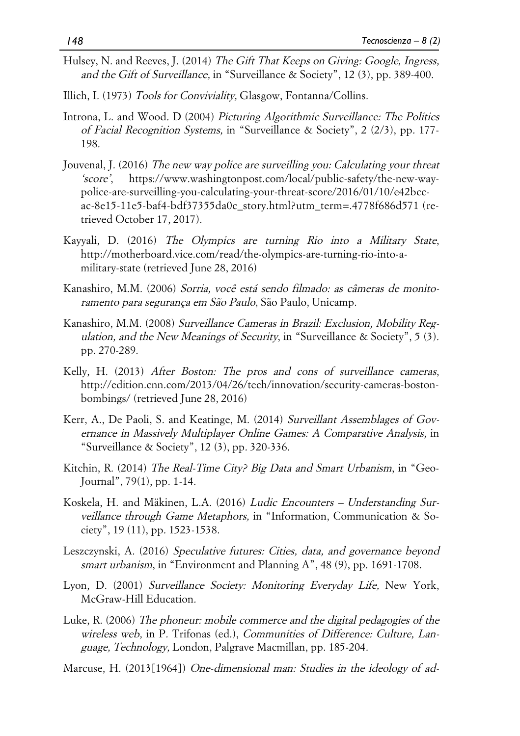Hulsey, N. and Reeves, J. (2014) *The Gift That Keeps on Giving: Google, Ingress, and the Gift of Surveillance,* in "Surveillance & Society", 12 (3), pp. 389-400.

Illich, I. (1973) *Tools for Conviviality,* Glasgow, Fontanna/Collins.

Introna, L. and Wood. D (2004) *Picturing Algorithmic Surveillance: The Politics of Facial Recognition Systems,* in "Surveillance & Society", 2 (2/3), pp. 177-198.

Jouvenal, J. (2016) *The new way police are surveilling you: Calculating your threat 'score'*, https://www.washingtonpost.com/local/public-safety/the-new-way-police-are-surveilling-you-calculating-your-threat-score/2016/01/10/e42bcc-ac-8e15-11e5-baf4-bdf37355da0c_story.html?utm_term=.4778f686d571 (retrieved October 17, 2017).

Kayyali, D. (2016) *The Olympics are turning Rio into a Military State*, http://motherboard.vice.com/read/the-olympics-are-turning-rio-into-a-military-state (retrieved June 28, 2016)

Kanashiro, M.M. (2006) *Sorria, você está sendo filmado: as câmeras de monitoramento para segurança em São Paulo*, São Paulo, Unicamp.

Kanashiro, M.M. (2008) *Surveillance Cameras in Brazil: Exclusion, Mobility Regulation, and the New Meanings of Security*, in "Surveillance & Society", 5 (3). pp. 270-289.

Kelly, H. (2013) *After Boston: The pros and cons of surveillance cameras*, http://edition.cnn.com/2013/04/26/tech/innovation/security-cameras-boston-bombings/ (retrieved June 28, 2016)

Kerr, A., De Paoli, S. and Keatinge, M. (2014) *Surveillant Assemblages of Governance in Massively Multiplayer Online Games: A Comparative Analysis,* in "Surveillance & Society", 12 (3), pp. 320-336.

Kitchin, R. (2014) *The Real-Time City? Big Data and Smart Urbanism*, in "GeoJournal", 79(1), pp. 1-14.

Koskela, H. and Mäkinen, L.A. (2016) *Ludic Encounters – Understanding Surveillance through Game Metaphors,* in "Information, Communication & Society", 19 (11), pp. 1523-1538.

Leszczynski, A. (2016) *Speculative futures: Cities, data, and governance beyond smart urbanism*, in "Environment and Planning A", 48 (9), pp. 1691-1708.

Lyon, D. (2001) *Surveillance Society: Monitoring Everyday Life,* New York, McGraw-Hill Education.

Luke, R. (2006) *The phoneur: mobile commerce and the digital pedagogies of the wireless web,* in P. Trifonas (ed.), *Communities of Difference: Culture, Language, Technology,* London, Palgrave Macmillan, pp. 185-204.

Marcuse, H. (2013[1964]) *One-dimensional man: Studies in the ideology of ad-*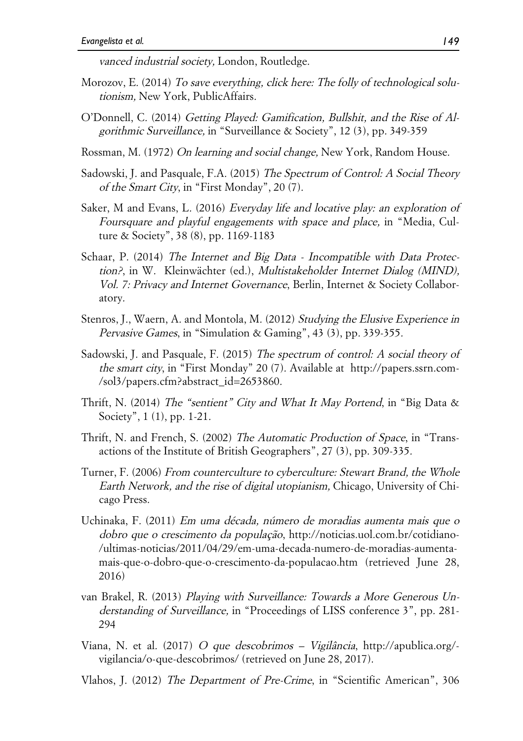*vanced industrial society,* London, Routledge.

Morozov, E. (2014) *To save everything, click here: The folly of technological solutionism,* New York, PublicAffairs.

O'Donnell, C. (2014) *Getting Played: Gamification, Bullshit, and the Rise of Algorithmic Surveillance,* in "Surveillance & Society", 12 (3), pp. 349-359

Rossman, M. (1972) *On learning and social change,* New York, Random House.

Sadowski, J. and Pasquale, F.A. (2015) *The Spectrum of Control: A Social Theory of the Smart City*, in "First Monday", 20 (7).

Saker, M and Evans, L. (2016) *Everyday life and locative play: an exploration of Foursquare and playful engagements with space and place,* in "Media, Culture & Society", 38 (8), pp. 1169-1183

Schaar, P. (2014) *The Internet and Big Data - Incompatible with Data Protection?*, in W. Kleinwächter (ed.), *Multistakeholder Internet Dialog (MIND), Vol. 7: Privacy and Internet Governance*, Berlin, Internet & Society Collaboratory.

Stenros, J., Waern, A. and Montola, M. (2012) *Studying the Elusive Experience in Pervasive Games*, in "Simulation & Gaming", 43 (3), pp. 339-355.

Sadowski, J. and Pasquale, F. (2015) *The spectrum of control: A social theory of the smart city*, in "First Monday" 20 (7). Available at http://papers.ssrn.com-/sol3/papers.cfm?abstract_id=2653860.

Thrift, N. (2014) *The "sentient" City and What It May Portend*, in "Big Data & Society", 1 (1), pp. 1-21.

Thrift, N. and French, S. (2002) *The Automatic Production of Space*, in "Transactions of the Institute of British Geographers", 27 (3), pp. 309-335.

Turner, F. (2006) *From counterculture to cyberculture: Stewart Brand, the Whole Earth Network, and the rise of digital utopianism,* Chicago, University of Chicago Press.

Uchinaka, F. (2011) *Em uma década, número de moradias aumenta mais que o dobro que o crescimento da população*, http://noticias.uol.com.br/cotidiano-/ultimas-noticias/2011/04/29/em-uma-decada-numero-de-moradias-aumenta-mais-que-o-dobro-que-o-crescimento-da-populacao.htm (retrieved June 28, 2016)

van Brakel, R. (2013) *Playing with Surveillance: Towards a More Generous Understanding of Surveillance,* in "Proceedings of LISS conference 3", pp. 281-294

Viana, N. et al. (2017) *O que descobrimos – Vigilância*, http://apublica.org/-vigilancia/o-que-descobrimos/ (retrieved on June 28, 2017).

Vlahos, J. (2012) *The Department of Pre-Crime*, in "Scientific American", 306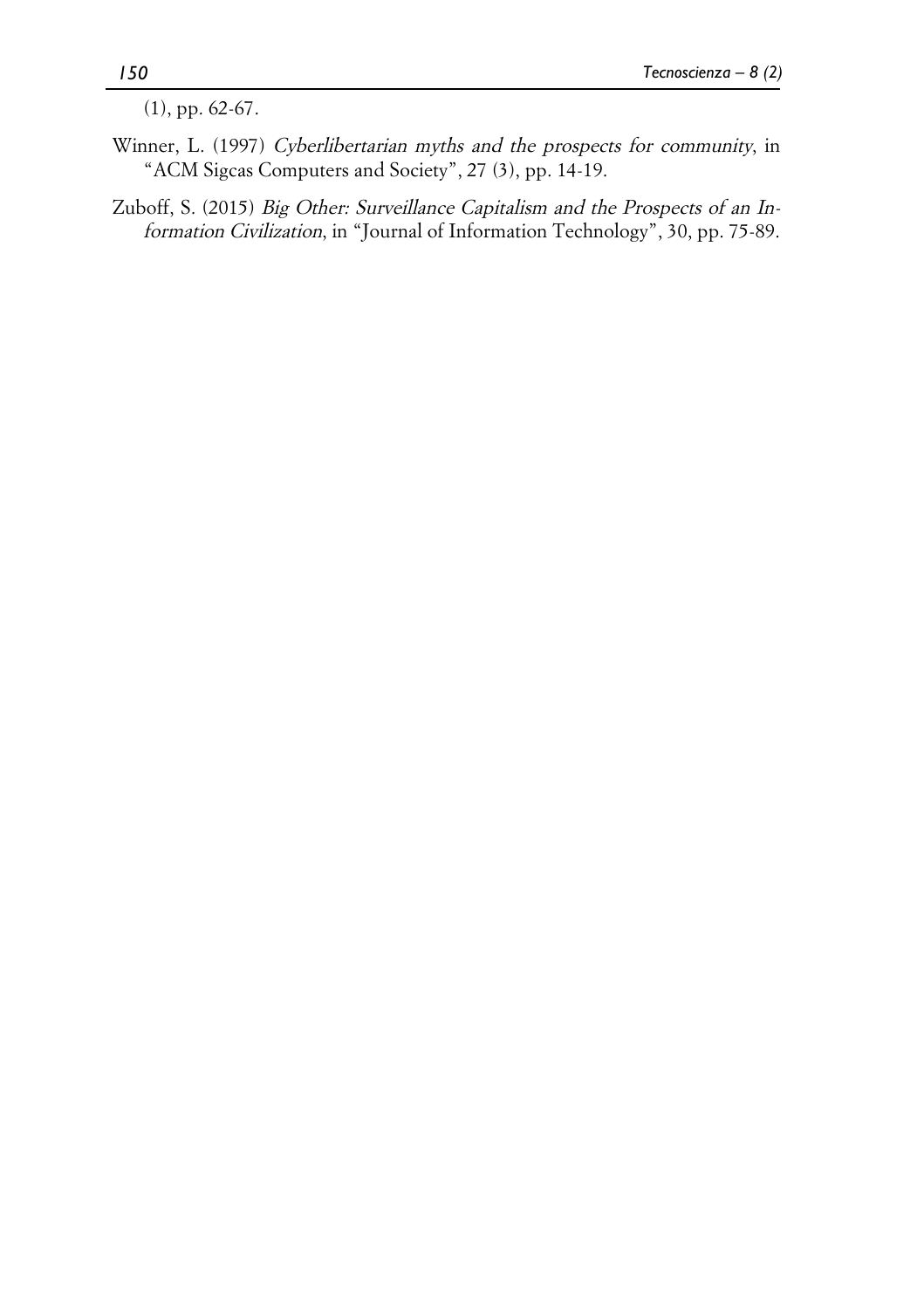(1), pp. 62-67.

Winner, L. (1997) *Cyberlibertarian myths and the prospects for community*, in "ACM Sigcas Computers and Society", 27 (3), pp. 14-19.

Zuboff, S. (2015) *Big Other: Surveillance Capitalism and the Prospects of an Information Civilization*, in "Journal of Information Technology", 30, pp. 75-89.